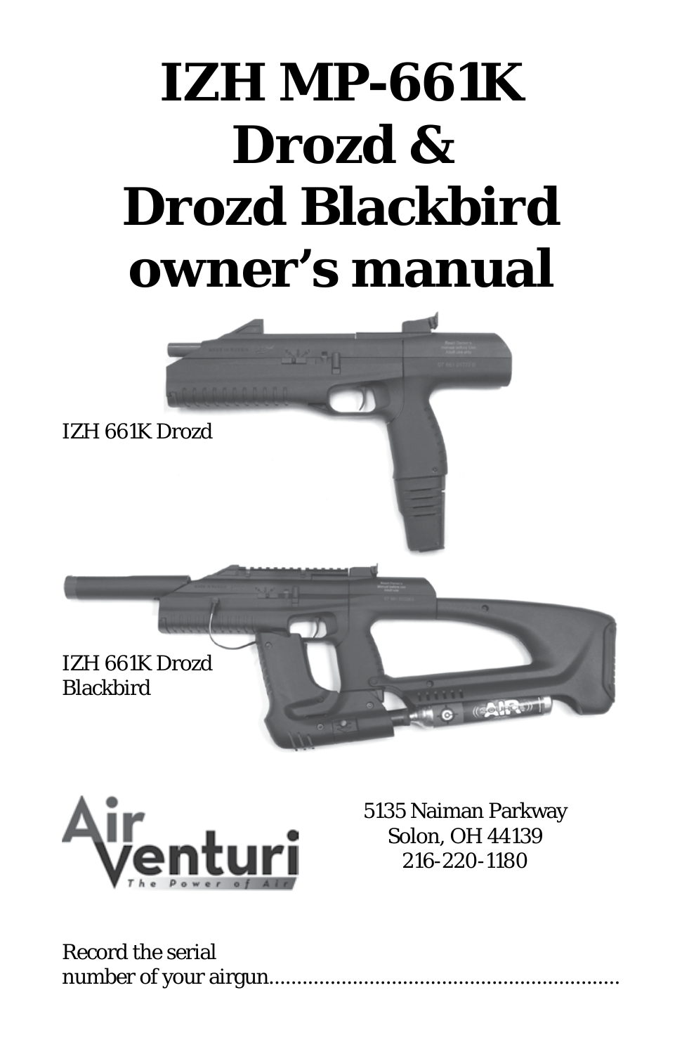# IZH MP-661K Drozd & Drozd Blackbird owner's manual

IZH 661K Drozd

IZH 661K Drozd Blackbird

Air Venturi
The Power of Air

5135 Naiman Parkway
Solon, OH 44139
216-220-1180

Record the serial number of your airgun.................................................................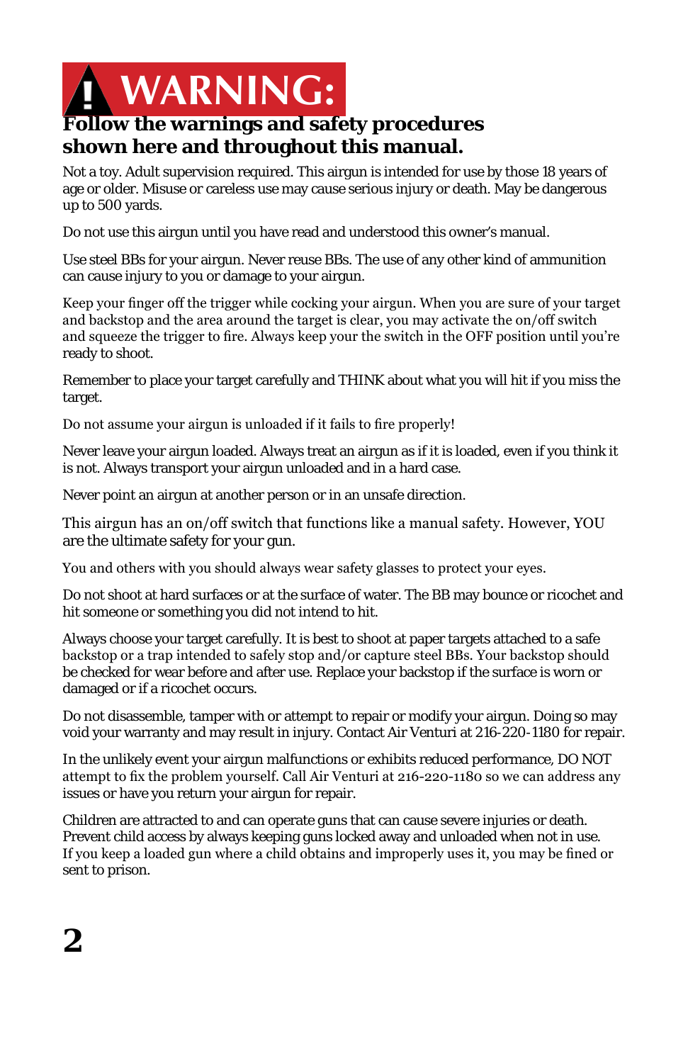# WARNING:

**Follow the warnings and safety procedures shown here and throughout this manual.**

Not a toy. Adult supervision required. This airgun is intended for use by those 18 years of age or older. Misuse or careless use may cause serious injury or death. May be dangerous up to 500 yards.

Do not use this airgun until you have read and understood this owner's manual.

Use steel BBs for your airgun. Never reuse BBs. The use of any other kind of ammunition can cause injury to you or damage to your airgun.

Keep your finger off the trigger while cocking your airgun. When you are sure of your target and backstop and the area around the target is clear, you may activate the on/off switch and squeeze the trigger to fire. Always keep your the switch in the OFF position until you're ready to shoot.

Remember to place your target carefully and THINK about what you will hit if you miss the target.

Do not assume your airgun is unloaded if it fails to fire properly!

Never leave your airgun loaded. Always treat an airgun as if it is loaded, even if you think it is not. Always transport your airgun unloaded and in a hard case.

Never point an airgun at another person or in an unsafe direction.

This airgun has an on/off switch that functions like a manual safety. However, YOU are the ultimate safety for your gun.

You and others with you should always wear safety glasses to protect your eyes.

Do not shoot at hard surfaces or at the surface of water. The BB may bounce or ricochet and hit someone or something you did not intend to hit.

Always choose your target carefully. It is best to shoot at paper targets attached to a safe backstop or a trap intended to safely stop and/or capture steel BBs. Your backstop should be checked for wear before and after use. Replace your backstop if the surface is worn or damaged or if a ricochet occurs.

Do not disassemble, tamper with or attempt to repair or modify your airgun. Doing so may void your warranty and may result in injury. Contact Air Venturi at 216-220-1180 for repair.

In the unlikely event your airgun malfunctions or exhibits reduced performance, DO NOT attempt to fix the problem yourself. Call Air Venturi at 216-220-1180 so we can address any issues or have you return your airgun for repair.

Children are attracted to and can operate guns that can cause severe injuries or death. Prevent child access by always keeping guns locked away and unloaded when not in use. If you keep a loaded gun where a child obtains and improperly uses it, you may be fined or sent to prison.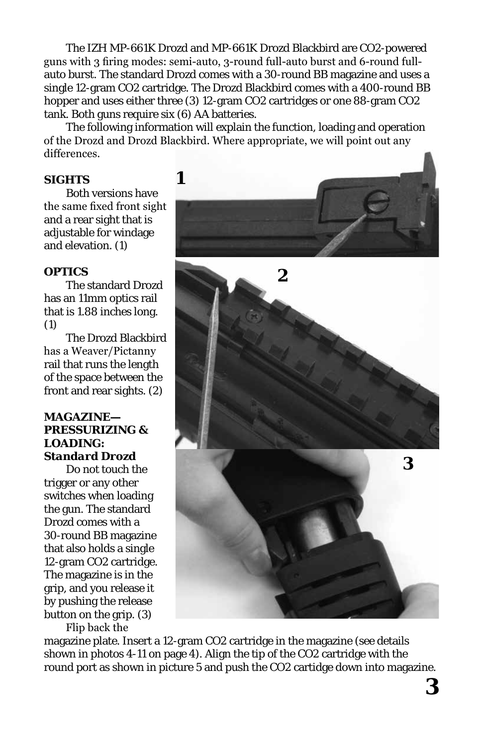The IZH MP-661K Drozd and MP-661K Drozd Blackbird are CO2-powered guns with 3 firing modes: semi-auto, 3-round full-auto burst and 6-round full-auto burst. The standard Drozd comes with a 30-round BB magazine and uses a single 12-gram CO2 cartridge. The Drozd Blackbird comes with a 400-round BB hopper and uses either three (3) 12-gram CO2 cartridges or one 88-gram CO2 tank. Both guns require six (6) AA batteries.

The following information will explain the function, loading and operation of the Drozd and Drozd Blackbird. Where appropriate, we will point out any differences.

**SIGHTS**

Both versions have the same fixed front sight and a rear sight that is adjustable for windage and elevation. (1)

**OPTICS**

The standard Drozd has an 11mm optics rail that is 1.88 inches long. (1)

The Drozd Blackbird has a Weaver/Pictanny rail that runs the length of the space between the front and rear sights. (2)

**MAGAZINE—PRESSURIZING & LOADING:**
***Standard Drozd***

Do not touch the trigger or any other switches when loading the gun. The standard Drozd comes with a 30-round BB magazine that also holds a single 12-gram CO2 cartridge. The magazine is in the grip, and you release it by pushing the release button on the grip. (3)

Flip back the magazine plate. Insert a 12-gram CO2 cartridge in the magazine (see details shown in photos 4-11 on page 4). Align the tip of the CO2 cartridge with the round port as shown in picture 5 and push the CO2 cartidge down into magazine.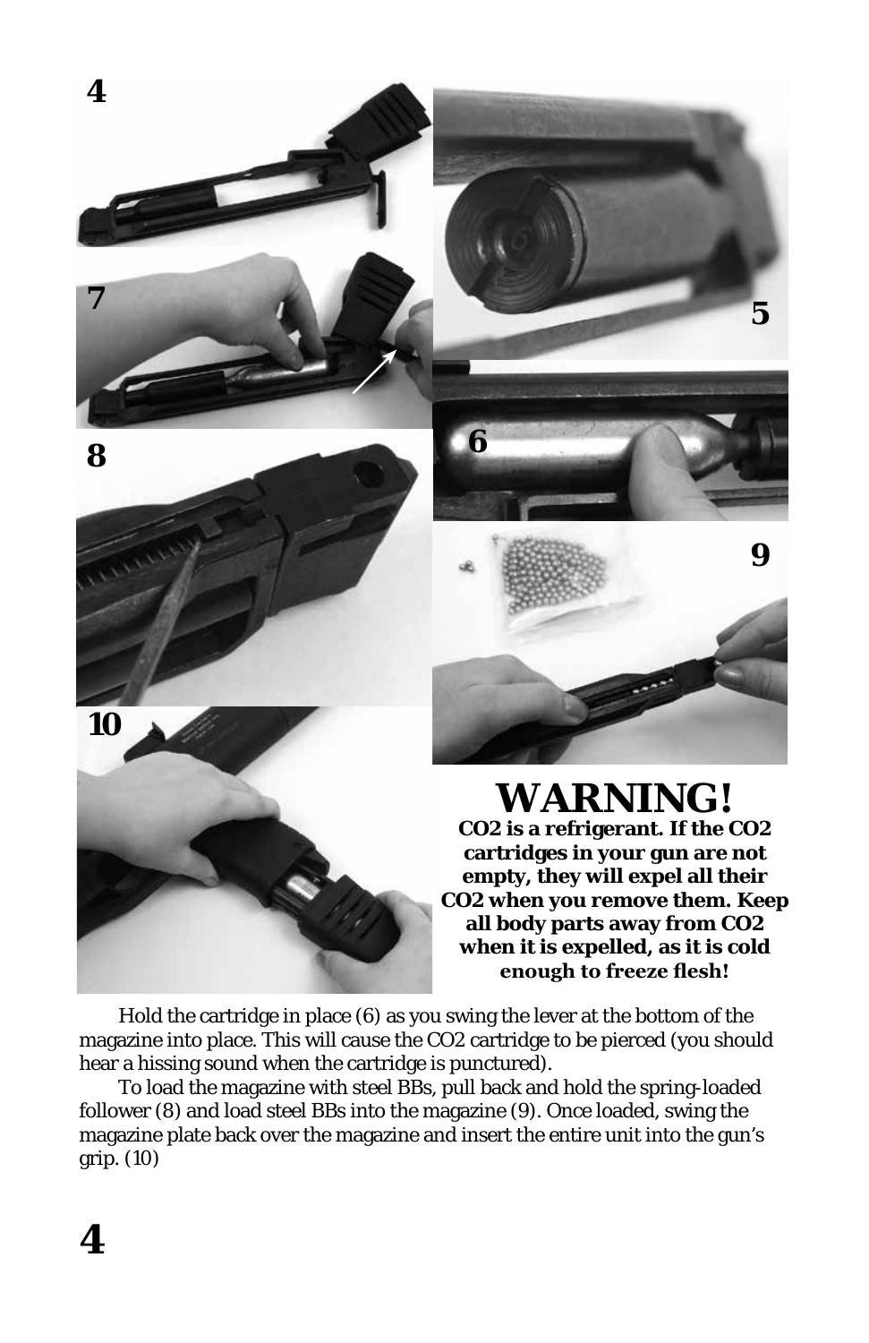# WARNING!

**CO2 is a refrigerant. If the CO2 cartridges in your gun are not empty, they will expel all their CO2 when you remove them. Keep all body parts away from CO2 when it is expelled, as it is cold enough to freeze flesh!**

Hold the cartridge in place (6) as you swing the lever at the bottom of the magazine into place. This will cause the CO2 cartridge to be pierced (you should hear a hissing sound when the cartridge is punctured).

To load the magazine with steel BBs, pull back and hold the spring-loaded follower (8) and load steel BBs into the magazine (9). Once loaded, swing the magazine plate back over the magazine and insert the entire unit into the gun's grip. (10)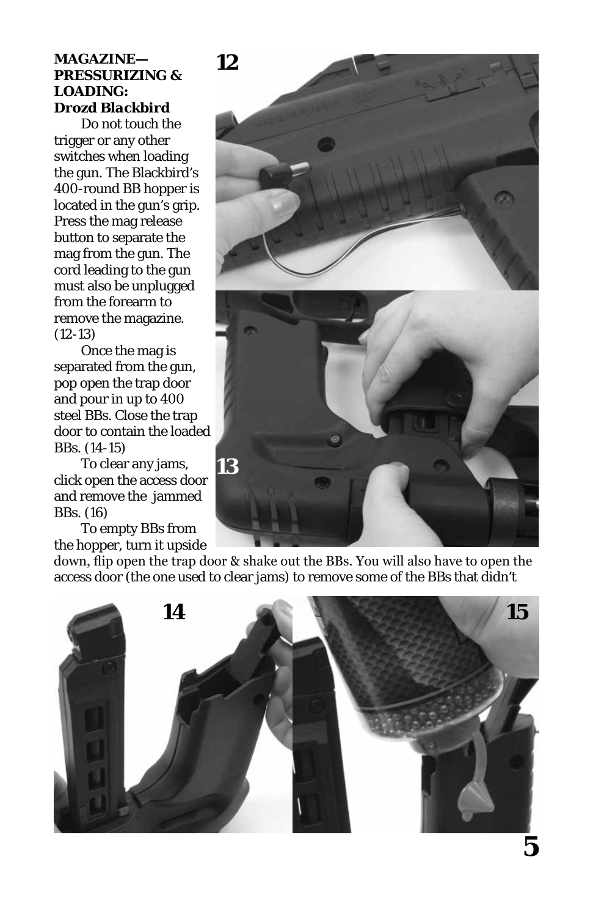**MAGAZINE—PRESSURIZING & LOADING:**
***Drozd Blackbird***

Do not touch the trigger or any other switches when loading the gun. The Blackbird's 400-round BB hopper is located in the gun's grip. Press the mag release button to separate the mag from the gun. The cord leading to the gun must also be unplugged from the forearm to remove the magazine. (12-13)

Once the mag is separated from the gun, pop open the trap door and pour in up to 400 steel BBs. Close the trap door to contain the loaded BBs. (14-15)

To clear any jams, click open the access door and remove the jammed BBs. (16)

To empty BBs from the hopper, turn it upside down, flip open the trap door & shake out the BBs. You will also have to open the access door (the one used to clear jams) to remove some of the BBs that didn't

**12**

**13**

**14**

**15**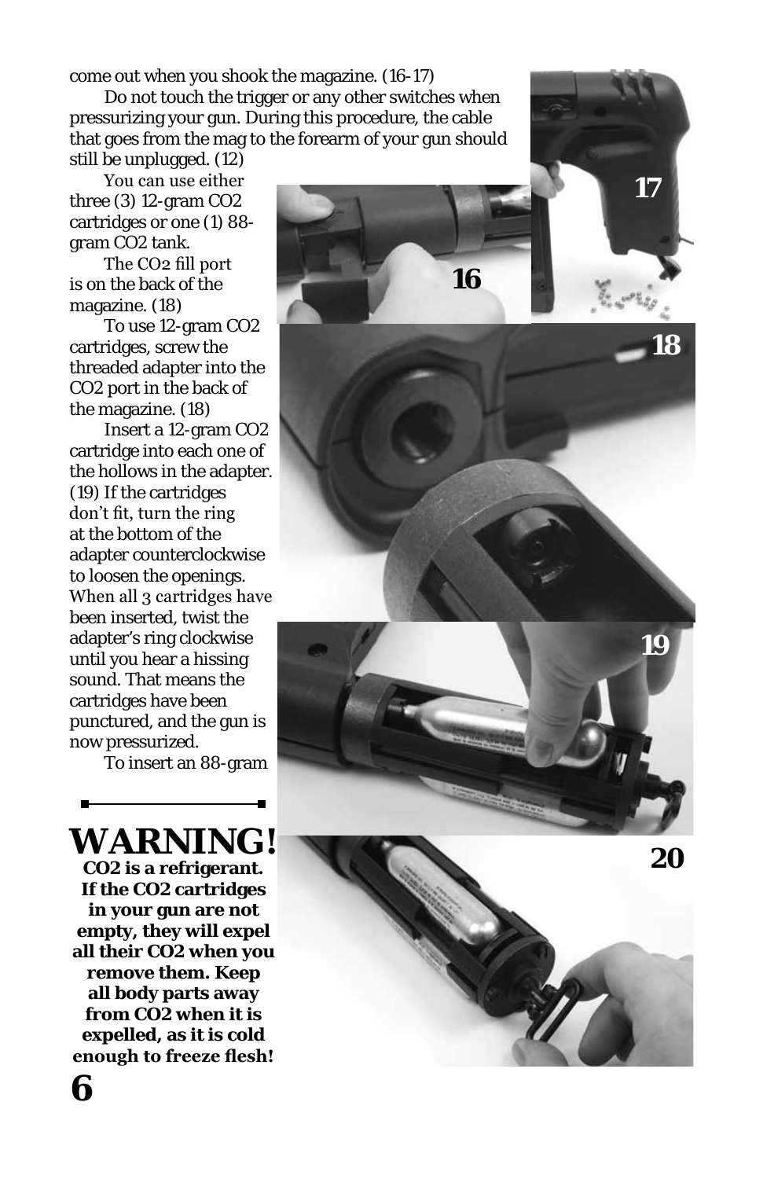come out when you shook the magazine. (16-17)

Do not touch the trigger or any other switches when pressurizing your gun. During this procedure, the cable that goes from the mag to the forearm of your gun should still be unplugged. (12)

You can use either three (3) 12-gram $CO_2$ cartridges or one (1) 88-gram $CO_2$ tank.

The $CO_2$ fill port is on the back of the magazine. (18)

To use 12-gram $CO_2$ cartridges, screw the threaded adapter into the $CO_2$ port in the back of the magazine. (18)

Insert a 12-gram $CO_2$ cartridge into each one of the hollows in the adapter. (19) If the cartridges don't fit, turn the ring at the bottom of the adapter counterclockwise to loosen the openings. When all 3 cartridges have been inserted, twist the adapter's ring clockwise until you hear a hissing sound. That means the cartridges have been punctured, and the gun is now pressurized.

To insert an 88-gram

# WARNING!

**$CO_2$ is a refrigerant. If the $CO_2$ cartridges in your gun are not empty, they will expel all their $CO_2$ when you remove them. Keep all body parts away from $CO_2$ when it is expelled, as it is cold enough to freeze flesh!**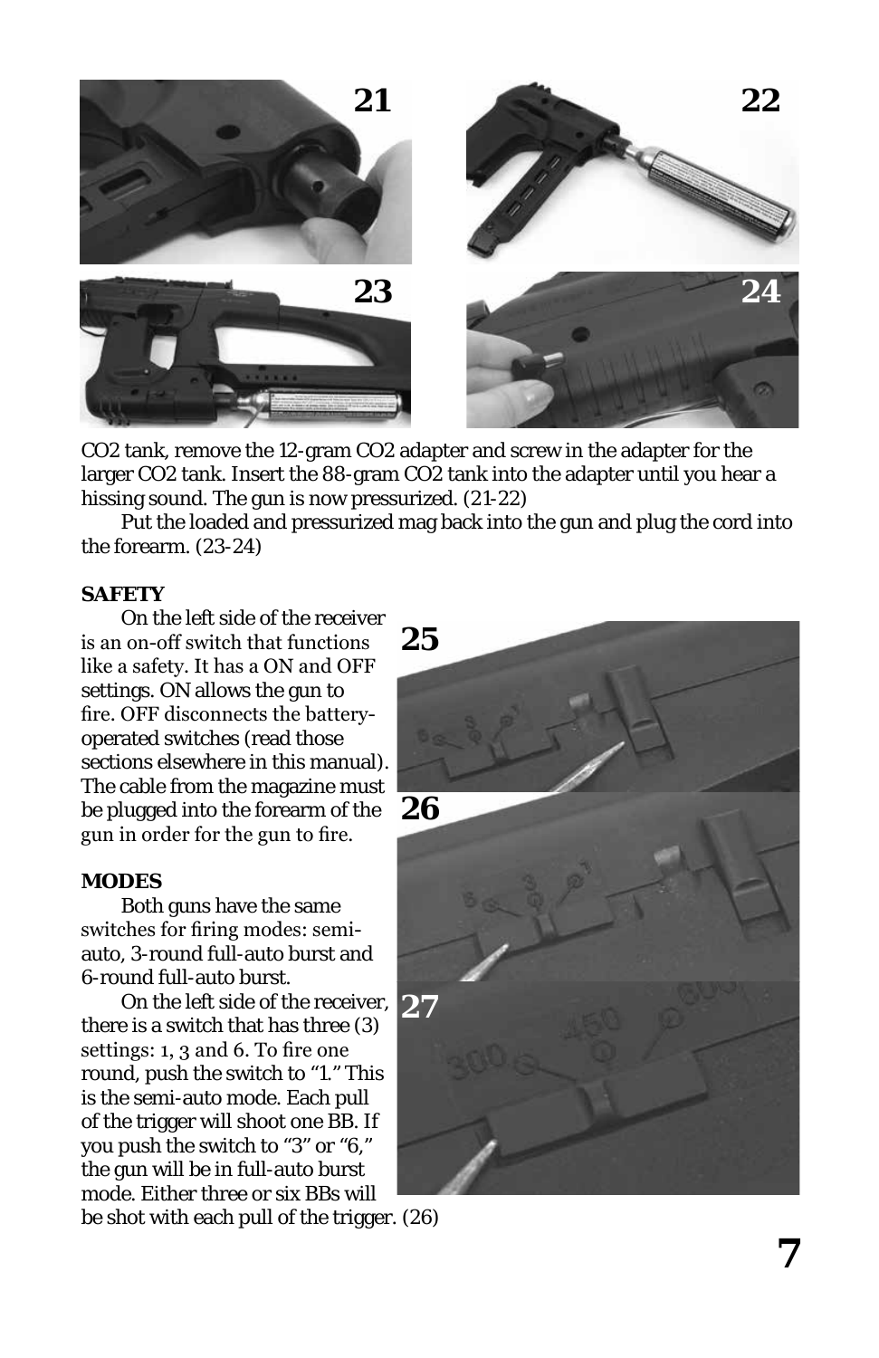CO2 tank, remove the 12-gram CO2 adapter and screw in the adapter for the larger CO2 tank. Insert the 88-gram CO2 tank into the adapter until you hear a hissing sound. The gun is now pressurized. (21-22)

Put the loaded and pressurized mag back into the gun and plug the cord into the forearm. (23-24)

**SAFETY**

On the left side of the receiver is an on-off switch that functions like a safety. It has a ON and OFF settings. ON allows the gun to fire. OFF disconnects the battery-operated switches (read those sections elsewhere in this manual). The cable from the magazine must be plugged into the forearm of the gun in order for the gun to fire.

**MODES**

Both guns have the same switches for firing modes: semi-auto, 3-round full-auto burst and 6-round full-auto burst.

On the left side of the receiver, there is a switch that has three (3) settings: 1, 3 and 6. To fire one round, push the switch to "1." This is the semi-auto mode. Each pull of the trigger will shoot one BB. If you push the switch to "3" or "6," the gun will be in full-auto burst mode. Either three or six BBs will be shot with each pull of the trigger. (26)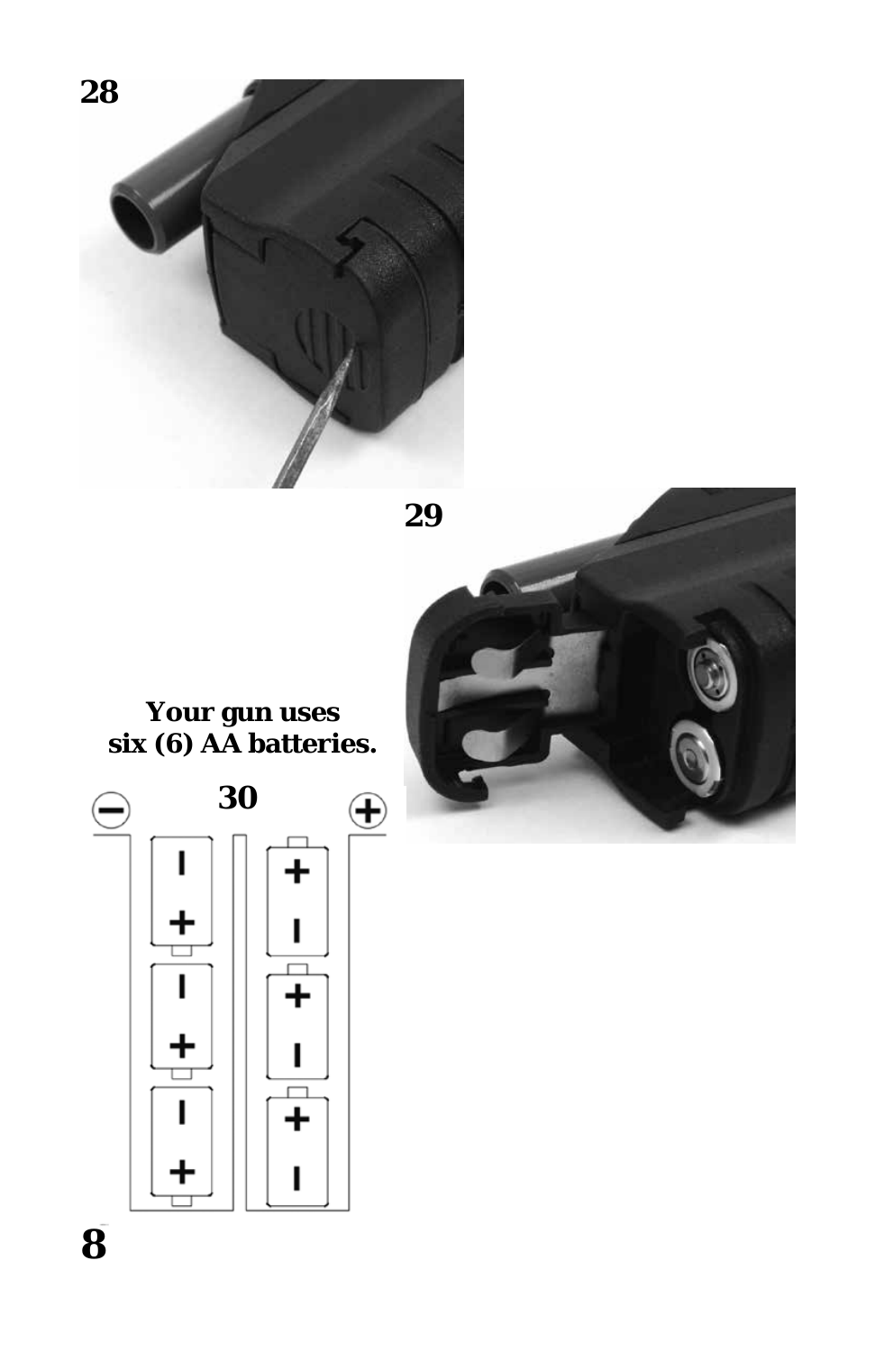28

29

**Your gun uses six (6) AA batteries.**

30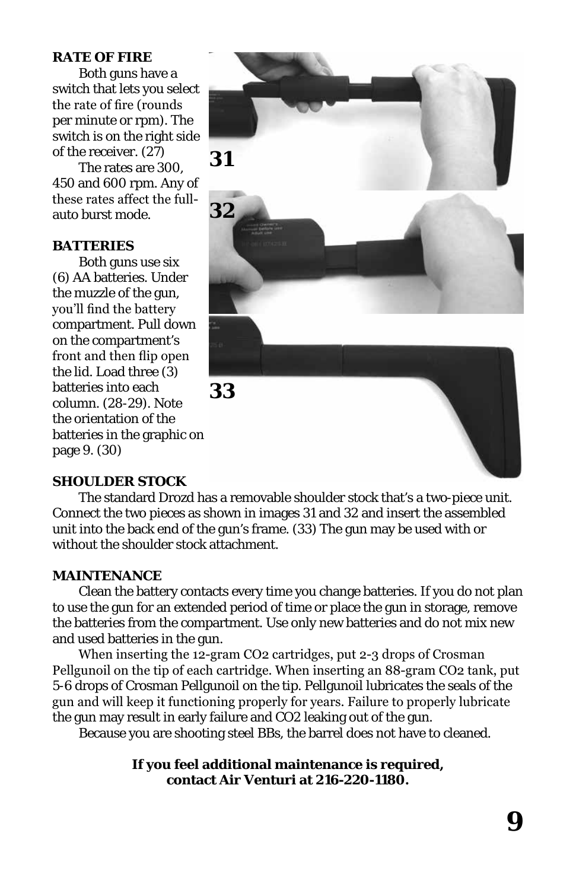**RATE OF FIRE**

Both guns have a switch that lets you select the rate of fire (rounds per minute or rpm). The switch is on the right side of the receiver. (27)

The rates are 300, 450 and 600 rpm. Any of these rates affect the full-auto burst mode.

**BATTERIES**

Both guns use six (6) AA batteries. Under the muzzle of the gun, you'll find the battery compartment. Pull down on the compartment's front and then flip open the lid. Load three (3) batteries into each column. (28-29). Note the orientation of the batteries in the graphic on page 9. (30)

**31**

**32**

**33**

**SHOULDER STOCK**

The standard Drozd has a removable shoulder stock that's a two-piece unit. Connect the two pieces as shown in images 31 and 32 and insert the assembled unit into the back end of the gun's frame. (33) The gun may be used with or without the shoulder stock attachment.

**MAINTENANCE**

Clean the battery contacts every time you change batteries. If you do not plan to use the gun for an extended period of time or place the gun in storage, remove the batteries from the compartment. Use only new batteries and do not mix new and used batteries in the gun.

When inserting the 12-gram $CO_2$ cartridges, put 2-3 drops of Crosman Pellgunoil on the tip of each cartridge. When inserting an 88-gram $CO_2$ tank, put 5-6 drops of Crosman Pellgunoil on the tip. Pellgunoil lubricates the seals of the gun and will keep it functioning properly for years. Failure to properly lubricate the gun may result in early failure and $CO_2$ leaking out of the gun.

Because you are shooting steel BBs, the barrel does not have to cleaned.

**If you feel additional maintenance is required, contact Air Venturi at 216-220-1180.**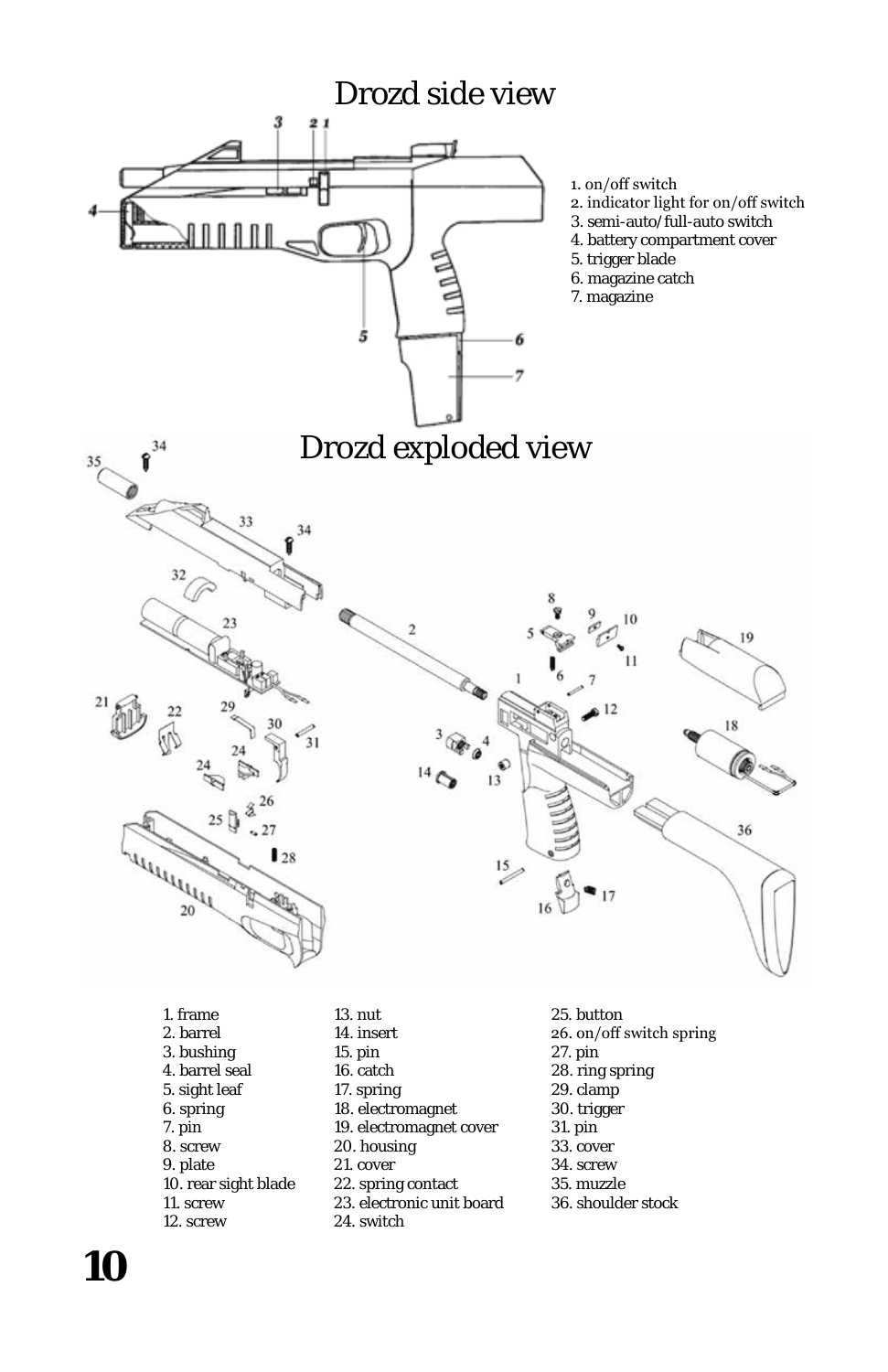# Drozd side view

1. on/off switch
2. indicator light for on/off switch
3. semi-auto/full-auto switch
4. battery compartment cover
5. trigger blade
6. magazine catch
7. magazine

# Drozd exploded view

1. frame
2. barrel
3. bushing
4. barrel seal
5. sight leaf
6. spring
7. pin
8. screw
9. plate
10. rear sight blade
11. screw
12. screw
13. nut
14. insert
15. pin
16. catch
17. spring
18. electromagnet
19. electromagnet cover
20. housing
21. cover
22. spring contact
23. electronic unit board
24. switch
25. button
26. on/off switch spring
27. pin
28. ring spring
29. clamp
30. trigger
31. pin
33. cover
34. screw
35. muzzle
36. shoulder stock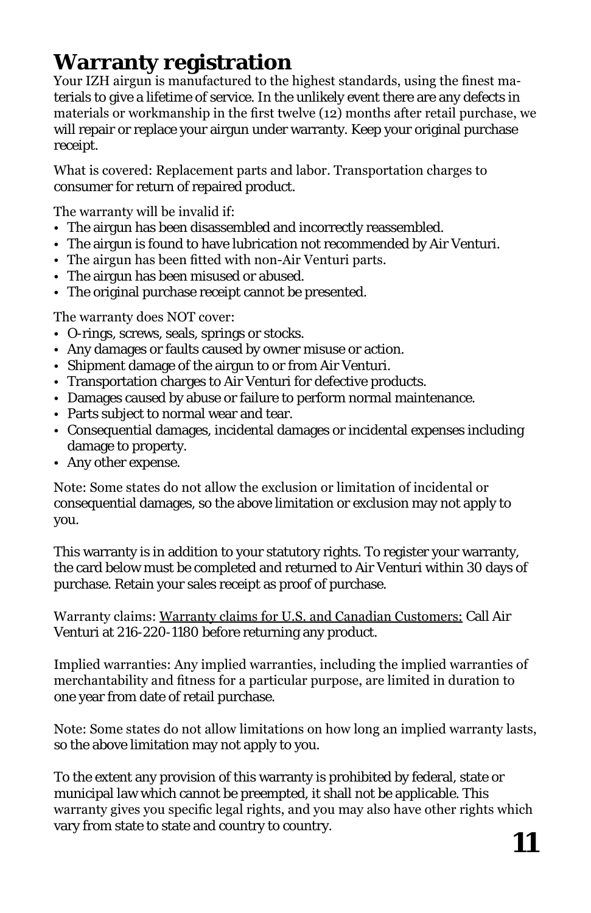# Warranty registration

Your IZH airgun is manufactured to the highest standards, using the finest materials to give a lifetime of service. In the unlikely event there are any defects in materials or workmanship in the first twelve (12) months after retail purchase, we will repair or replace your airgun under warranty. Keep your original purchase receipt.

What is covered: Replacement parts and labor. Transportation charges to consumer for return of repaired product.

The warranty will be invalid if:

- The airgun has been disassembled and incorrectly reassembled.
- The airgun is found to have lubrication not recommended by Air Venturi.
- The airgun has been fitted with non-Air Venturi parts.
- The airgun has been misused or abused.
- The original purchase receipt cannot be presented.

The warranty does NOT cover:

- O-rings, screws, seals, springs or stocks.
- Any damages or faults caused by owner misuse or action.
- Shipment damage of the airgun to or from Air Venturi.
- Transportation charges to Air Venturi for defective products.
- Damages caused by abuse or failure to perform normal maintenance.
- Parts subject to normal wear and tear.
- Consequential damages, incidental damages or incidental expenses including damage to property.
- Any other expense.

Note: Some states do not allow the exclusion or limitation of incidental or consequential damages, so the above limitation or exclusion may not apply to you.

This warranty is in addition to your statutory rights. To register your warranty, the card below must be completed and returned to Air Venturi within 30 days of purchase. Retain your sales receipt as proof of purchase.

Warranty claims: Warranty claims for U.S. and Canadian Customers: Call Air Venturi at 216-220-1180 before returning any product.

Implied warranties: Any implied warranties, including the implied warranties of merchantability and fitness for a particular purpose, are limited in duration to one year from date of retail purchase.

Note: Some states do not allow limitations on how long an implied warranty lasts, so the above limitation may not apply to you.

To the extent any provision of this warranty is prohibited by federal, state or municipal law which cannot be preempted, it shall not be applicable. This warranty gives you specific legal rights, and you may also have other rights which vary from state to state and country to country.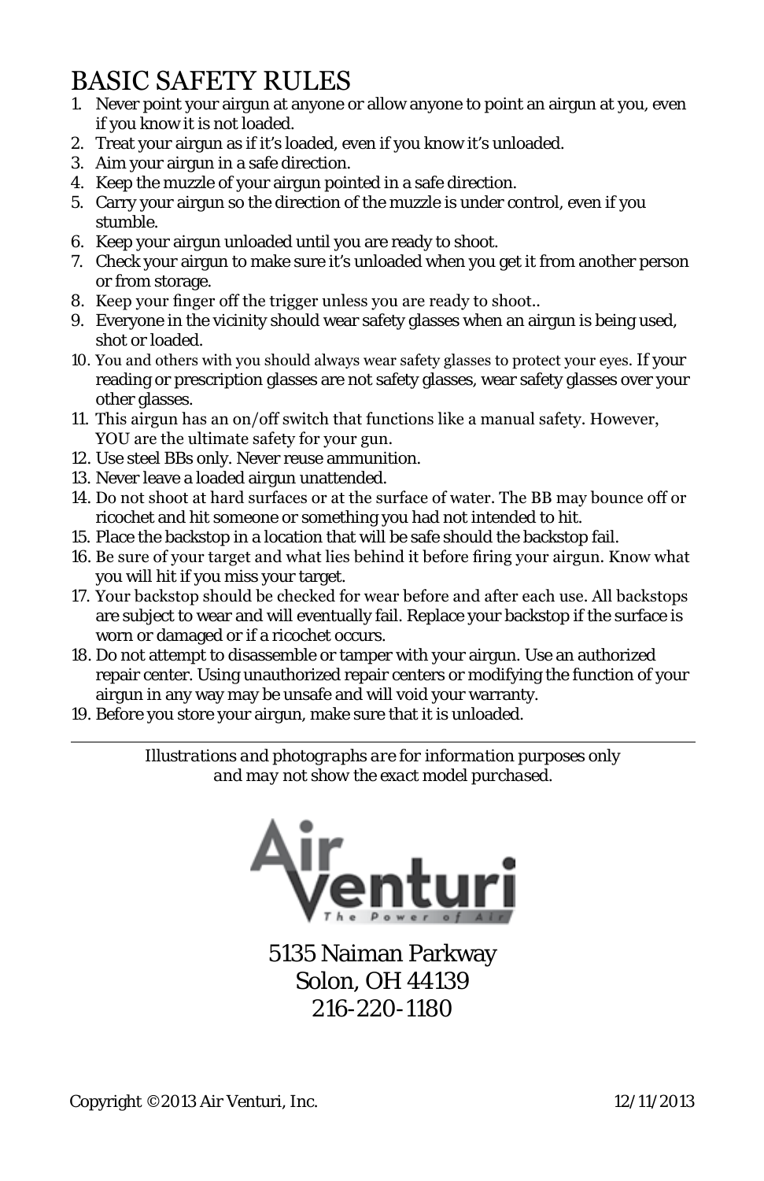# BASIC SAFETY RULES

1. Never point your airgun at anyone or allow anyone to point an airgun at you, even if you know it is not loaded.
2. Treat your airgun as if it's loaded, even if you know it's unloaded.
3. Aim your airgun in a safe direction.
4. Keep the muzzle of your airgun pointed in a safe direction.
5. Carry your airgun so the direction of the muzzle is under control, even if you stumble.
6. Keep your airgun unloaded until you are ready to shoot.
7. Check your airgun to make sure it's unloaded when you get it from another person or from storage.
8. Keep your finger off the trigger unless you are ready to shoot..
9. Everyone in the vicinity should wear safety glasses when an airgun is being used, shot or loaded.
10. You and others with you should always wear safety glasses to protect your eyes. If your reading or prescription glasses are not safety glasses, wear safety glasses over your other glasses.
11. This airgun has an on/off switch that functions like a manual safety. However, YOU are the ultimate safety for your gun.
12. Use steel BBs only. Never reuse ammunition.
13. Never leave a loaded airgun unattended.
14. Do not shoot at hard surfaces or at the surface of water. The BB may bounce off or ricochet and hit someone or something you had not intended to hit.
15. Place the backstop in a location that will be safe should the backstop fail.
16. Be sure of your target and what lies behind it before firing your airgun. Know what you will hit if you miss your target.
17. Your backstop should be checked for wear before and after each use. All backstops are subject to wear and will eventually fail. Replace your backstop if the surface is worn or damaged or if a ricochet occurs.
18. Do not attempt to disassemble or tamper with your airgun. Use an authorized repair center. Using unauthorized repair centers or modifying the function of your airgun in any way may be unsafe and will void your warranty.
19. Before you store your airgun, make sure that it is unloaded.

---

*Illustrations and photographs are for information purposes only and may not show the exact model purchased.*

Air Venturi
The Power of Air

5135 Naiman Parkway
Solon, OH 44139
216-220-1180

Copyright ©2013 Air Venturi, Inc. 12/11/2013